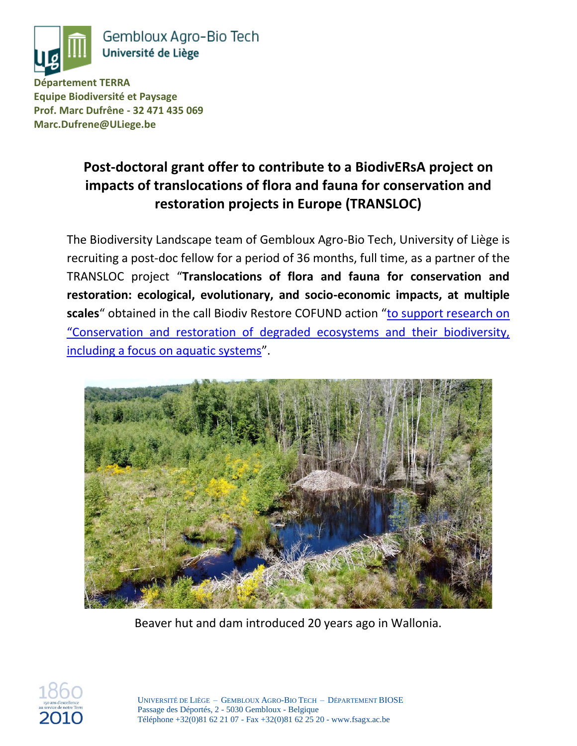Gembloux Agro-Bio Tech
Université de Liège

**Département TERRA**
**Equipe Biodiversité et Paysage**
**Prof. Marc Dufrêne - 32 471 435 069**
**Marc.Dufrene@ULiege.be**

# Post-doctoral grant offer to contribute to a BiodivERsA project on impacts of translocations of flora and fauna for conservation and restoration projects in Europe (TRANSLOC)

The Biodiversity Landscape team of Gembloux Agro-Bio Tech, University of Liège is recruiting a post-doc fellow for a period of 36 months, full time, as a partner of the TRANSLOC project "**Translocations of flora and fauna for conservation and restoration: ecological, evolutionary, and socio-economic impacts, at multiple scales**" obtained in the call Biodiv Restore COFUND action "to support research on "Conservation and restoration of degraded ecosystems and their biodiversity, including a focus on aquatic systems"".

Beaver hut and dam introduced 20 years ago in Wallonia.

UNIVERSITÉ DE LIÈGE – GEMBLOUX AGRO-BIO TECH – DÉPARTEMENT BIOSE
Passage des Déportés, 2 - 5030 Gembloux - Belgique
Téléphone +32(0)81 62 21 07 - Fax +32(0)81 62 25 20 - www.fsagx.ac.be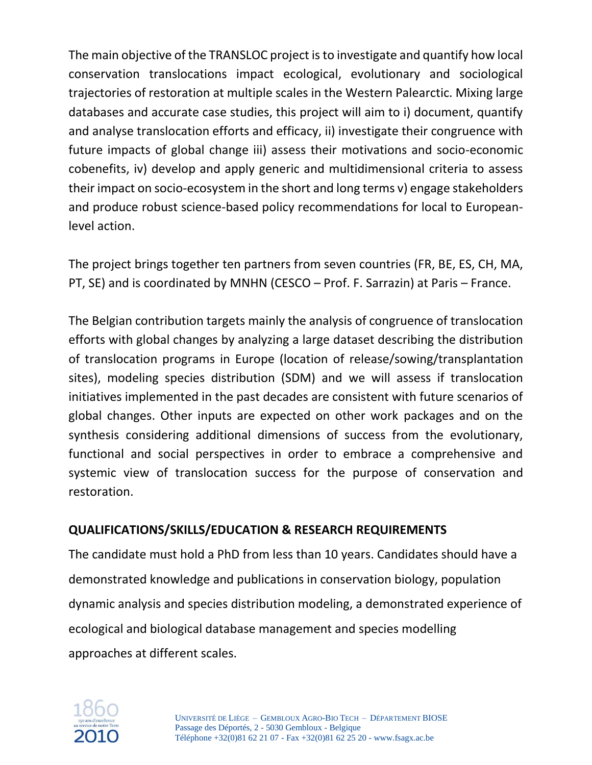The main objective of the TRANSLOC project is to investigate and quantify how local conservation translocations impact ecological, evolutionary and sociological trajectories of restoration at multiple scales in the Western Palearctic. Mixing large databases and accurate case studies, this project will aim to i) document, quantify and analyse translocation efforts and efficacy, ii) investigate their congruence with future impacts of global change iii) assess their motivations and socio-economic cobenefits, iv) develop and apply generic and multidimensional criteria to assess their impact on socio-ecosystem in the short and long terms v) engage stakeholders and produce robust science-based policy recommendations for local to European-level action.

The project brings together ten partners from seven countries (FR, BE, ES, CH, MA, PT, SE) and is coordinated by MNHN (CESCO – Prof. F. Sarrazin) at Paris – France.

The Belgian contribution targets mainly the analysis of congruence of translocation efforts with global changes by analyzing a large dataset describing the distribution of translocation programs in Europe (location of release/sowing/transplantation sites), modeling species distribution (SDM) and we will assess if translocation initiatives implemented in the past decades are consistent with future scenarios of global changes. Other inputs are expected on other work packages and on the synthesis considering additional dimensions of success from the evolutionary, functional and social perspectives in order to embrace a comprehensive and systemic view of translocation success for the purpose of conservation and restoration.

**QUALIFICATIONS/SKILLS/EDUCATION & RESEARCH REQUIREMENTS**

The candidate must hold a PhD from less than 10 years. Candidates should have a demonstrated knowledge and publications in conservation biology, population dynamic analysis and species distribution modeling, a demonstrated experience of ecological and biological database management and species modelling approaches at different scales.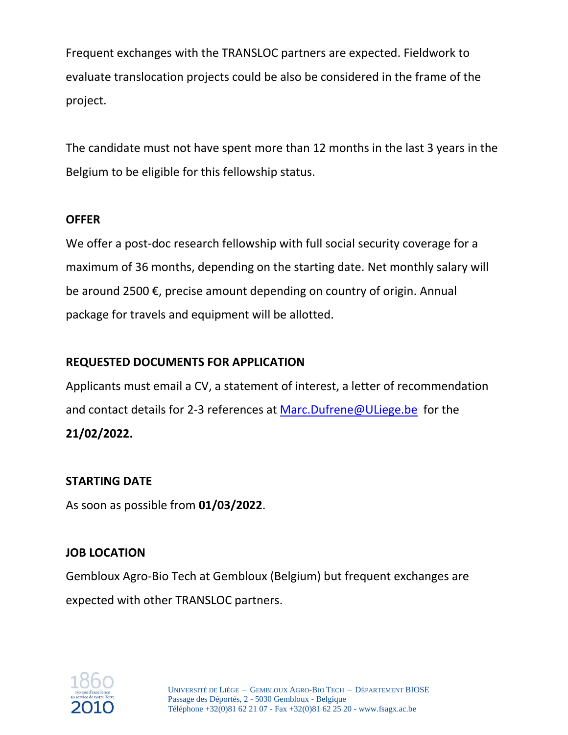Frequent exchanges with the TRANSLOC partners are expected. Fieldwork to evaluate translocation projects could be also be considered in the frame of the project.

The candidate must not have spent more than 12 months in the last 3 years in the Belgium to be eligible for this fellowship status.

**OFFER**

We offer a post-doc research fellowship with full social security coverage for a maximum of 36 months, depending on the starting date. Net monthly salary will be around 2500 €, precise amount depending on country of origin. Annual package for travels and equipment will be allotted.

**REQUESTED DOCUMENTS FOR APPLICATION**

Applicants must email a CV, a statement of interest, a letter of recommendation and contact details for 2-3 references at Marc.Dufrene@ULiege.be for the **21/02/2022.**

**STARTING DATE**

As soon as possible from **01/03/2022**.

**JOB LOCATION**

Gembloux Agro-Bio Tech at Gembloux (Belgium) but frequent exchanges are expected with other TRANSLOC partners.